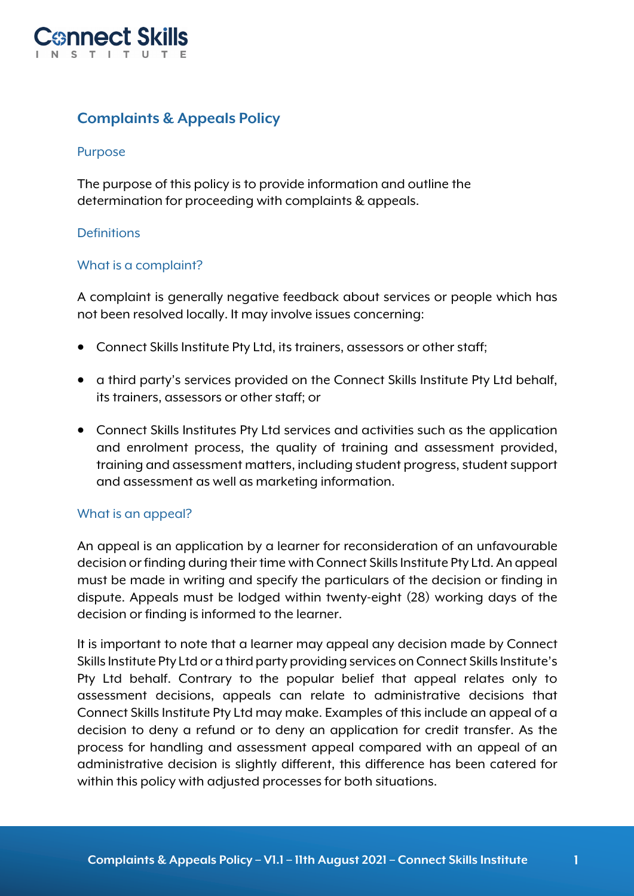# Complaints & Appeals Policy

## Purpose

The purpose of this policy is to provide information and outline the determination for proceeding with complaints & appeals.

## Definitions

### What is a complaint?

A complaint is generally negative feedback about services or people which has not been resolved locally. It may involve issues concerning:

- Connect Skills Institute Pty Ltd, its trainers, assessors or other staff;
- a third party's services provided on the Connect Skills Institute Pty Ltd behalf, its trainers, assessors or other staff; or
- Connect Skills Institutes Pty Ltd services and activities such as the application and enrolment process, the quality of training and assessment provided, training and assessment matters, including student progress, student support and assessment as well as marketing information.

### What is an appeal?

An appeal is an application by a learner for reconsideration of an unfavourable decision or finding during their time with Connect Skills Institute Pty Ltd. An appeal must be made in writing and specify the particulars of the decision or finding in dispute. Appeals must be lodged within twenty-eight (28) working days of the decision or finding is informed to the learner.

It is important to note that a learner may appeal any decision made by Connect Skills Institute Pty Ltd or a third party providing services on Connect Skills Institute's Pty Ltd behalf. Contrary to the popular belief that appeal relates only to assessment decisions, appeals can relate to administrative decisions that Connect Skills Institute Pty Ltd may make. Examples of this include an appeal of a decision to deny a refund or to deny an application for credit transfer. As the process for handling and assessment appeal compared with an appeal of an administrative decision is slightly different, this difference has been catered for within this policy with adjusted processes for both situations.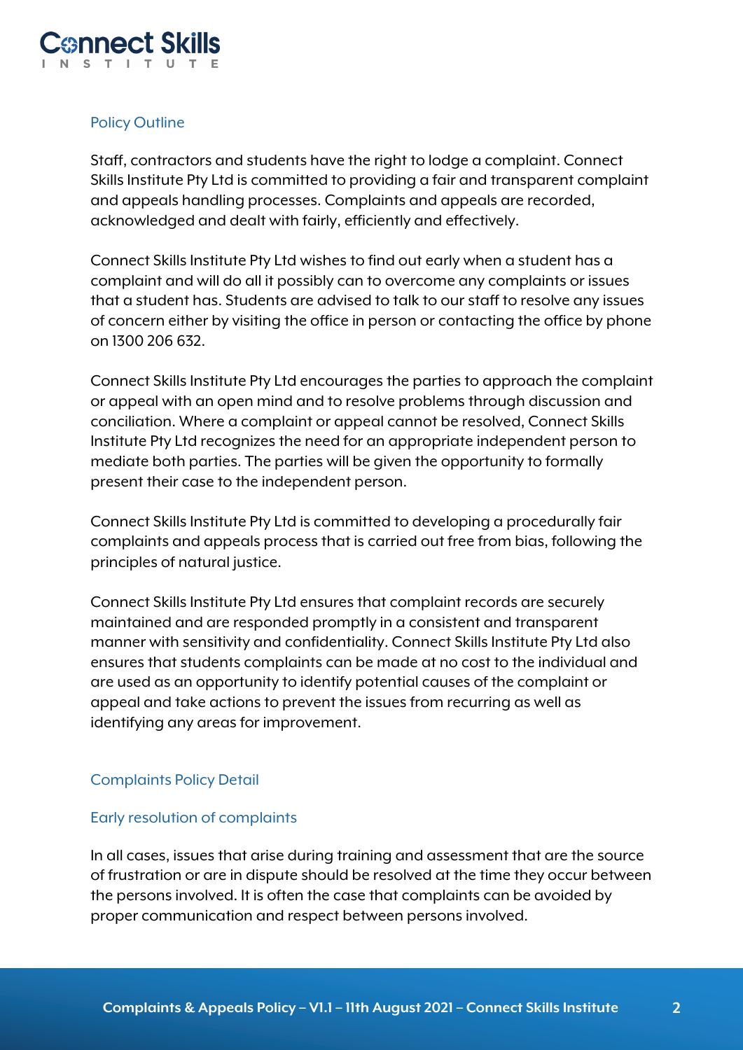## Policy Outline

Staff, contractors and students have the right to lodge a complaint. Connect Skills Institute Pty Ltd is committed to providing a fair and transparent complaint and appeals handling processes. Complaints and appeals are recorded, acknowledged and dealt with fairly, efficiently and effectively.

Connect Skills Institute Pty Ltd wishes to find out early when a student has a complaint and will do all it possibly can to overcome any complaints or issues that a student has. Students are advised to talk to our staff to resolve any issues of concern either by visiting the office in person or contacting the office by phone on 1300 206 632.

Connect Skills Institute Pty Ltd encourages the parties to approach the complaint or appeal with an open mind and to resolve problems through discussion and conciliation. Where a complaint or appeal cannot be resolved, Connect Skills Institute Pty Ltd recognizes the need for an appropriate independent person to mediate both parties. The parties will be given the opportunity to formally present their case to the independent person.

Connect Skills Institute Pty Ltd is committed to developing a procedurally fair complaints and appeals process that is carried out free from bias, following the principles of natural justice.

Connect Skills Institute Pty Ltd ensures that complaint records are securely maintained and are responded promptly in a consistent and transparent manner with sensitivity and confidentiality. Connect Skills Institute Pty Ltd also ensures that students complaints can be made at no cost to the individual and are used as an opportunity to identify potential causes of the complaint or appeal and take actions to prevent the issues from recurring as well as identifying any areas for improvement.

## Complaints Policy Detail

### Early resolution of complaints

In all cases, issues that arise during training and assessment that are the source of frustration or are in dispute should be resolved at the time they occur between the persons involved. It is often the case that complaints can be avoided by proper communication and respect between persons involved.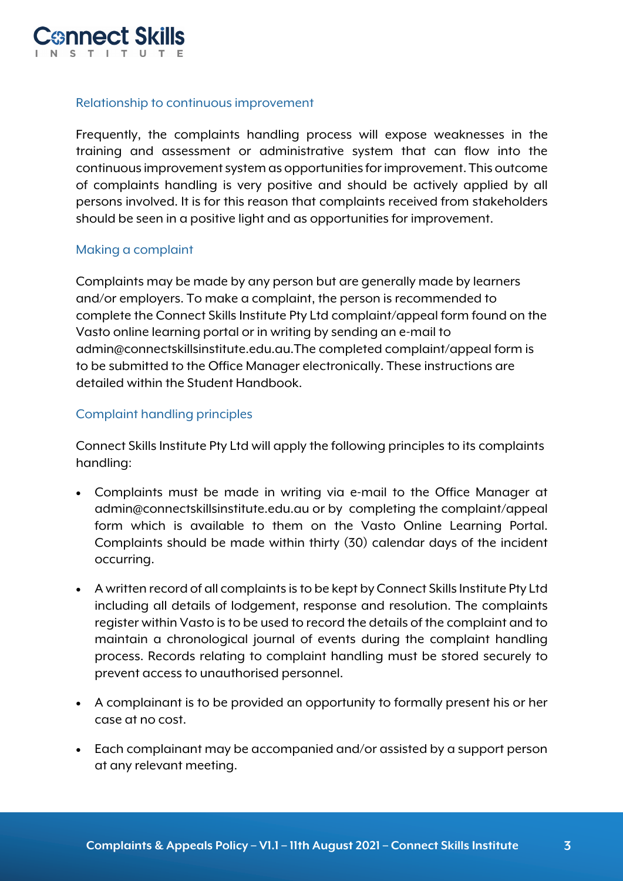### Relationship to continuous improvement

Frequently, the complaints handling process will expose weaknesses in the training and assessment or administrative system that can flow into the continuous improvement system as opportunities for improvement. This outcome of complaints handling is very positive and should be actively applied by all persons involved. It is for this reason that complaints received from stakeholders should be seen in a positive light and as opportunities for improvement.

### Making a complaint

Complaints may be made by any person but are generally made by learners and/or employers. To make a complaint, the person is recommended to complete the Connect Skills Institute Pty Ltd complaint/appeal form found on the Vasto online learning portal or in writing by sending an e-mail to admin@connectskillsinstitute.edu.au.The completed complaint/appeal form is to be submitted to the Office Manager electronically. These instructions are detailed within the Student Handbook.

### Complaint handling principles

Connect Skills Institute Pty Ltd will apply the following principles to its complaints handling:

- Complaints must be made in writing via e-mail to the Office Manager at admin@connectskillsinstitute.edu.au or by completing the complaint/appeal form which is available to them on the Vasto Online Learning Portal. Complaints should be made within thirty (30) calendar days of the incident occurring.
- A written record of all complaints is to be kept by Connect Skills Institute Pty Ltd including all details of lodgement, response and resolution. The complaints register within Vasto is to be used to record the details of the complaint and to maintain a chronological journal of events during the complaint handling process. Records relating to complaint handling must be stored securely to prevent access to unauthorised personnel.
- A complainant is to be provided an opportunity to formally present his or her case at no cost.
- Each complainant may be accompanied and/or assisted by a support person at any relevant meeting.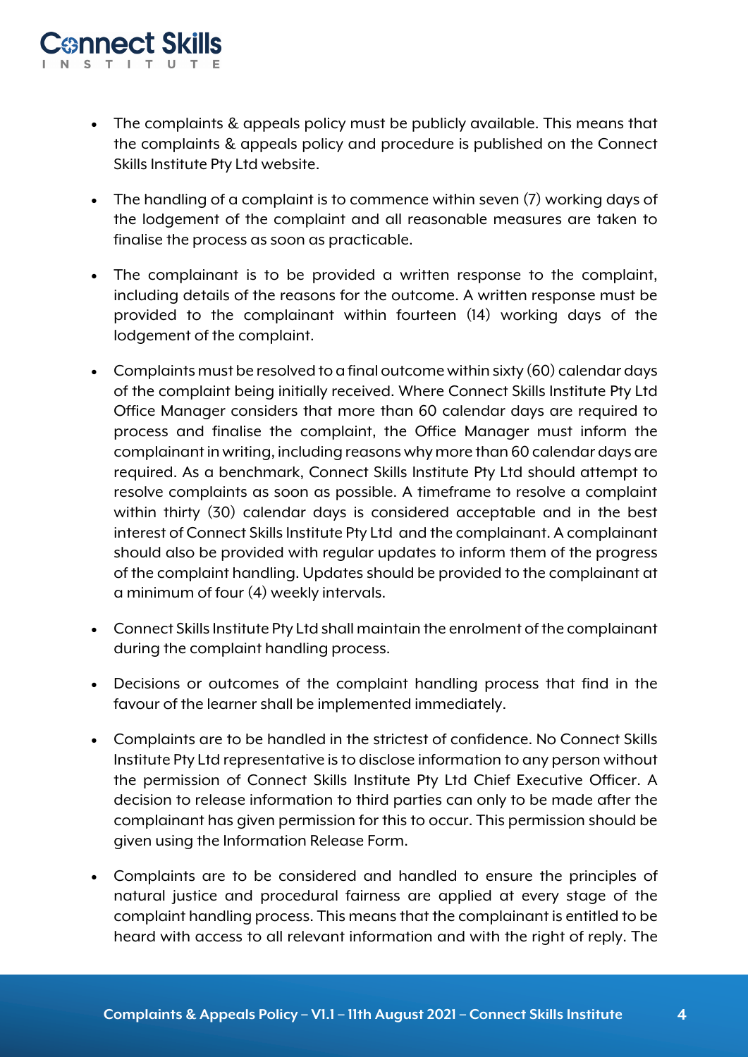- The complaints & appeals policy must be publicly available. This means that the complaints & appeals policy and procedure is published on the Connect Skills Institute Pty Ltd website.

- The handling of a complaint is to commence within seven (7) working days of the lodgement of the complaint and all reasonable measures are taken to finalise the process as soon as practicable.

- The complainant is to be provided a written response to the complaint, including details of the reasons for the outcome. A written response must be provided to the complainant within fourteen (14) working days of the lodgement of the complaint.

- Complaints must be resolved to a final outcome within sixty (60) calendar days of the complaint being initially received. Where Connect Skills Institute Pty Ltd Office Manager considers that more than 60 calendar days are required to process and finalise the complaint, the Office Manager must inform the complainant in writing, including reasons why more than 60 calendar days are required. As a benchmark, Connect Skills Institute Pty Ltd should attempt to resolve complaints as soon as possible. A timeframe to resolve a complaint within thirty (30) calendar days is considered acceptable and in the best interest of Connect Skills Institute Pty Ltd and the complainant. A complainant should also be provided with regular updates to inform them of the progress of the complaint handling. Updates should be provided to the complainant at a minimum of four (4) weekly intervals.

- Connect Skills Institute Pty Ltd shall maintain the enrolment of the complainant during the complaint handling process.

- Decisions or outcomes of the complaint handling process that find in the favour of the learner shall be implemented immediately.

- Complaints are to be handled in the strictest of confidence. No Connect Skills Institute Pty Ltd representative is to disclose information to any person without the permission of Connect Skills Institute Pty Ltd Chief Executive Officer. A decision to release information to third parties can only to be made after the complainant has given permission for this to occur. This permission should be given using the Information Release Form.

- Complaints are to be considered and handled to ensure the principles of natural justice and procedural fairness are applied at every stage of the complaint handling process. This means that the complainant is entitled to be heard with access to all relevant information and with the right of reply. The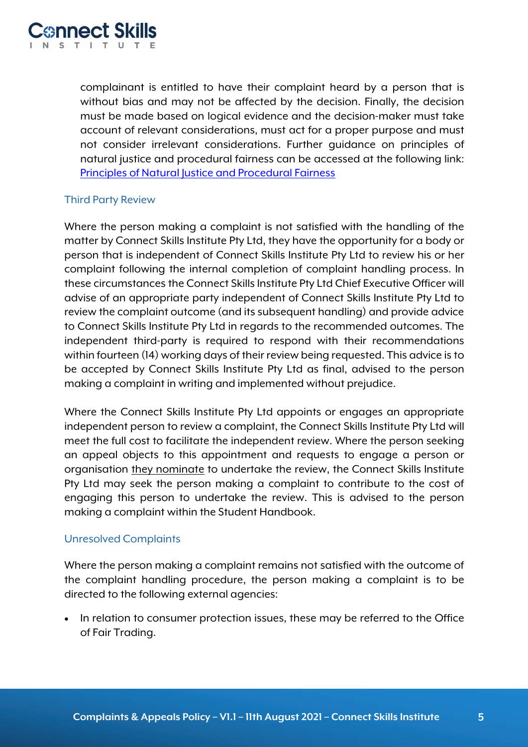complainant is entitled to have their complaint heard by a person that is without bias and may not be affected by the decision. Finally, the decision must be made based on logical evidence and the decision-maker must take account of relevant considerations, must act for a proper purpose and must not consider irrelevant considerations. Further guidance on principles of natural justice and procedural fairness can be accessed at the following link: Principles of Natural Justice and Procedural Fairness

### Third Party Review

Where the person making a complaint is not satisfied with the handling of the matter by Connect Skills Institute Pty Ltd, they have the opportunity for a body or person that is independent of Connect Skills Institute Pty Ltd to review his or her complaint following the internal completion of complaint handling process. In these circumstances the Connect Skills Institute Pty Ltd Chief Executive Officer will advise of an appropriate party independent of Connect Skills Institute Pty Ltd to review the complaint outcome (and its subsequent handling) and provide advice to Connect Skills Institute Pty Ltd in regards to the recommended outcomes. The independent third-party is required to respond with their recommendations within fourteen (14) working days of their review being requested. This advice is to be accepted by Connect Skills Institute Pty Ltd as final, advised to the person making a complaint in writing and implemented without prejudice.

Where the Connect Skills Institute Pty Ltd appoints or engages an appropriate independent person to review a complaint, the Connect Skills Institute Pty Ltd will meet the full cost to facilitate the independent review. Where the person seeking an appeal objects to this appointment and requests to engage a person or organisation they nominate to undertake the review, the Connect Skills Institute Pty Ltd may seek the person making a complaint to contribute to the cost of engaging this person to undertake the review. This is advised to the person making a complaint within the Student Handbook.

### Unresolved Complaints

Where the person making a complaint remains not satisfied with the outcome of the complaint handling procedure, the person making a complaint is to be directed to the following external agencies:

- In relation to consumer protection issues, these may be referred to the Office of Fair Trading.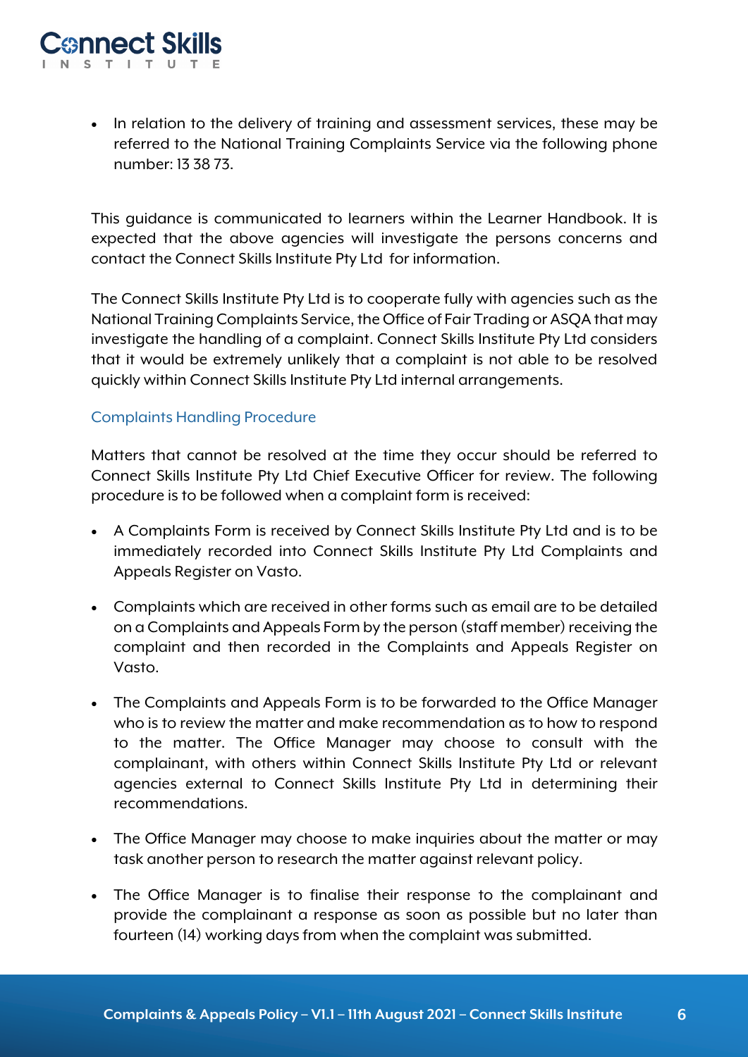- In relation to the delivery of training and assessment services, these may be referred to the National Training Complaints Service via the following phone number: 13 38 73.

This guidance is communicated to learners within the Learner Handbook. It is expected that the above agencies will investigate the persons concerns and contact the Connect Skills Institute Pty Ltd for information.

The Connect Skills Institute Pty Ltd is to cooperate fully with agencies such as the National Training Complaints Service, the Office of Fair Trading or ASQA that may investigate the handling of a complaint. Connect Skills Institute Pty Ltd considers that it would be extremely unlikely that a complaint is not able to be resolved quickly within Connect Skills Institute Pty Ltd internal arrangements.

### Complaints Handling Procedure

Matters that cannot be resolved at the time they occur should be referred to Connect Skills Institute Pty Ltd Chief Executive Officer for review. The following procedure is to be followed when a complaint form is received:

- A Complaints Form is received by Connect Skills Institute Pty Ltd and is to be immediately recorded into Connect Skills Institute Pty Ltd Complaints and Appeals Register on Vasto.
- Complaints which are received in other forms such as email are to be detailed on a Complaints and Appeals Form by the person (staff member) receiving the complaint and then recorded in the Complaints and Appeals Register on Vasto.
- The Complaints and Appeals Form is to be forwarded to the Office Manager who is to review the matter and make recommendation as to how to respond to the matter. The Office Manager may choose to consult with the complainant, with others within Connect Skills Institute Pty Ltd or relevant agencies external to Connect Skills Institute Pty Ltd in determining their recommendations.
- The Office Manager may choose to make inquiries about the matter or may task another person to research the matter against relevant policy.
- The Office Manager is to finalise their response to the complainant and provide the complainant a response as soon as possible but no later than fourteen (14) working days from when the complaint was submitted.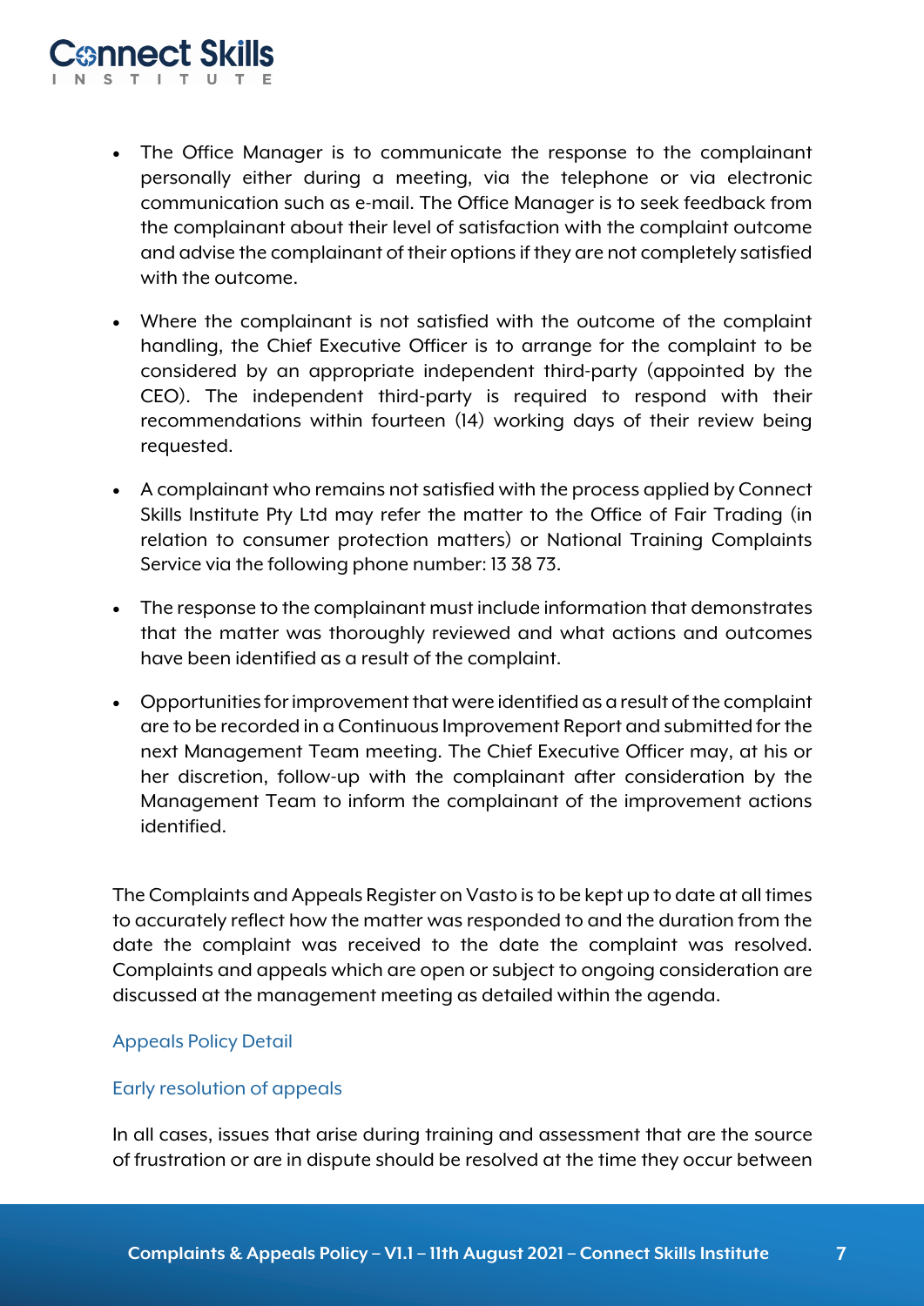- The Office Manager is to communicate the response to the complainant personally either during a meeting, via the telephone or via electronic communication such as e-mail. The Office Manager is to seek feedback from the complainant about their level of satisfaction with the complaint outcome and advise the complainant of their options if they are not completely satisfied with the outcome.

- Where the complainant is not satisfied with the outcome of the complaint handling, the Chief Executive Officer is to arrange for the complaint to be considered by an appropriate independent third-party (appointed by the CEO). The independent third-party is required to respond with their recommendations within fourteen (14) working days of their review being requested.

- A complainant who remains not satisfied with the process applied by Connect Skills Institute Pty Ltd may refer the matter to the Office of Fair Trading (in relation to consumer protection matters) or National Training Complaints Service via the following phone number: 13 38 73.

- The response to the complainant must include information that demonstrates that the matter was thoroughly reviewed and what actions and outcomes have been identified as a result of the complaint.

- Opportunities for improvement that were identified as a result of the complaint are to be recorded in a Continuous Improvement Report and submitted for the next Management Team meeting. The Chief Executive Officer may, at his or her discretion, follow-up with the complainant after consideration by the Management Team to inform the complainant of the improvement actions identified.

The Complaints and Appeals Register on Vasto is to be kept up to date at all times to accurately reflect how the matter was responded to and the duration from the date the complaint was received to the date the complaint was resolved. Complaints and appeals which are open or subject to ongoing consideration are discussed at the management meeting as detailed within the agenda.

## Appeals Policy Detail

### Early resolution of appeals

In all cases, issues that arise during training and assessment that are the source of frustration or are in dispute should be resolved at the time they occur between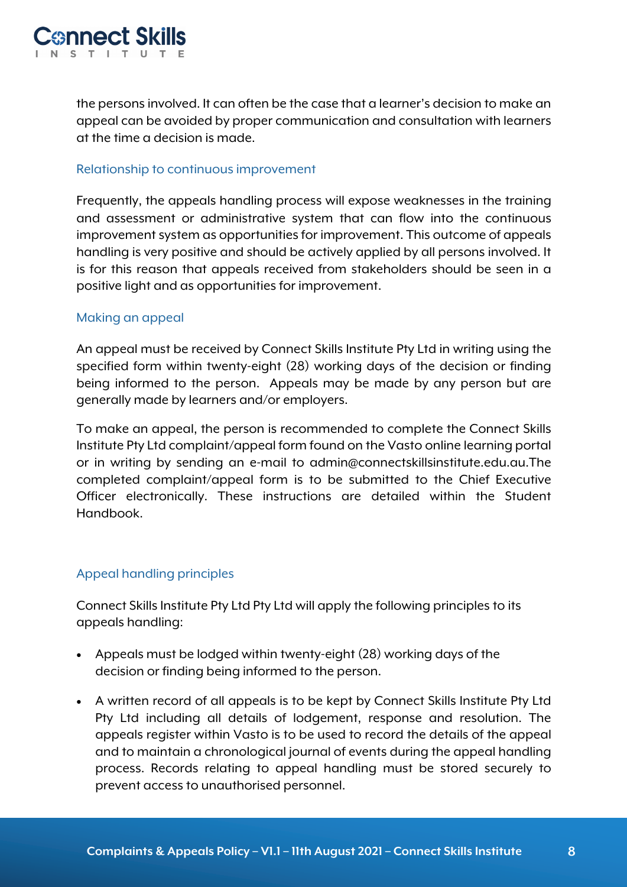the persons involved. It can often be the case that a learner's decision to make an appeal can be avoided by proper communication and consultation with learners at the time a decision is made.

### Relationship to continuous improvement

Frequently, the appeals handling process will expose weaknesses in the training and assessment or administrative system that can flow into the continuous improvement system as opportunities for improvement. This outcome of appeals handling is very positive and should be actively applied by all persons involved. It is for this reason that appeals received from stakeholders should be seen in a positive light and as opportunities for improvement.

### Making an appeal

An appeal must be received by Connect Skills Institute Pty Ltd in writing using the specified form within twenty-eight (28) working days of the decision or finding being informed to the person. Appeals may be made by any person but are generally made by learners and/or employers.

To make an appeal, the person is recommended to complete the Connect Skills Institute Pty Ltd complaint/appeal form found on the Vasto online learning portal or in writing by sending an e-mail to admin@connectskillsinstitute.edu.au.The completed complaint/appeal form is to be submitted to the Chief Executive Officer electronically. These instructions are detailed within the Student Handbook.

### Appeal handling principles

Connect Skills Institute Pty Ltd Pty Ltd will apply the following principles to its appeals handling:

- Appeals must be lodged within twenty-eight (28) working days of the decision or finding being informed to the person.
- A written record of all appeals is to be kept by Connect Skills Institute Pty Ltd Pty Ltd including all details of lodgement, response and resolution. The appeals register within Vasto is to be used to record the details of the appeal and to maintain a chronological journal of events during the appeal handling process. Records relating to appeal handling must be stored securely to prevent access to unauthorised personnel.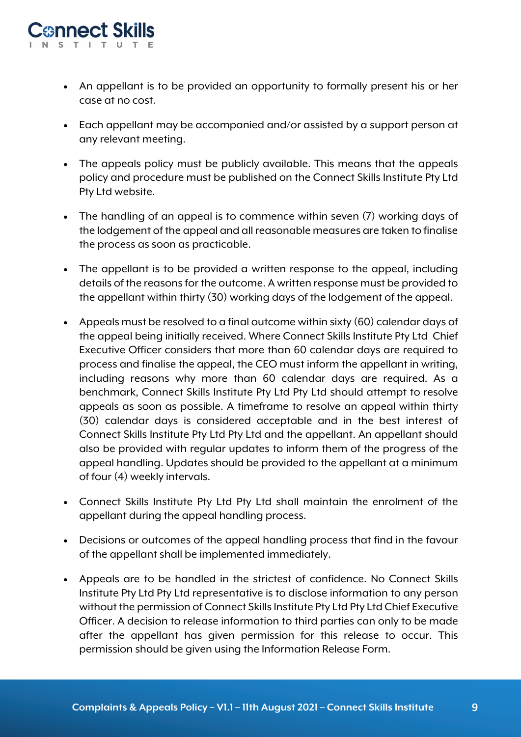- An appellant is to be provided an opportunity to formally present his or her case at no cost.
- Each appellant may be accompanied and/or assisted by a support person at any relevant meeting.
- The appeals policy must be publicly available. This means that the appeals policy and procedure must be published on the Connect Skills Institute Pty Ltd Pty Ltd website.
- The handling of an appeal is to commence within seven (7) working days of the lodgement of the appeal and all reasonable measures are taken to finalise the process as soon as practicable.
- The appellant is to be provided a written response to the appeal, including details of the reasons for the outcome. A written response must be provided to the appellant within thirty (30) working days of the lodgement of the appeal.
- Appeals must be resolved to a final outcome within sixty (60) calendar days of the appeal being initially received. Where Connect Skills Institute Pty Ltd Chief Executive Officer considers that more than 60 calendar days are required to process and finalise the appeal, the CEO must inform the appellant in writing, including reasons why more than 60 calendar days are required. As a benchmark, Connect Skills Institute Pty Ltd Pty Ltd should attempt to resolve appeals as soon as possible. A timeframe to resolve an appeal within thirty (30) calendar days is considered acceptable and in the best interest of Connect Skills Institute Pty Ltd Pty Ltd and the appellant. An appellant should also be provided with regular updates to inform them of the progress of the appeal handling. Updates should be provided to the appellant at a minimum of four (4) weekly intervals.
- Connect Skills Institute Pty Ltd Pty Ltd shall maintain the enrolment of the appellant during the appeal handling process.
- Decisions or outcomes of the appeal handling process that find in the favour of the appellant shall be implemented immediately.
- Appeals are to be handled in the strictest of confidence. No Connect Skills Institute Pty Ltd Pty Ltd representative is to disclose information to any person without the permission of Connect Skills Institute Pty Ltd Pty Ltd Chief Executive Officer. A decision to release information to third parties can only to be made after the appellant has given permission for this release to occur. This permission should be given using the Information Release Form.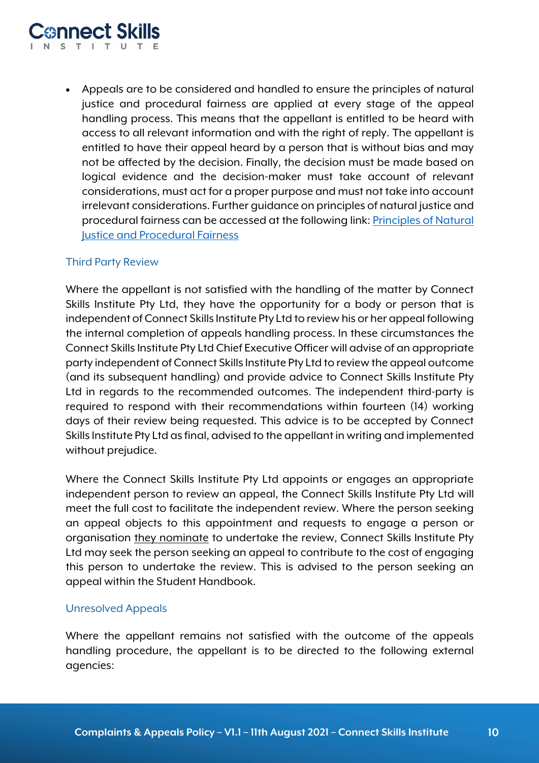- Appeals are to be considered and handled to ensure the principles of natural justice and procedural fairness are applied at every stage of the appeal handling process. This means that the appellant is entitled to be heard with access to all relevant information and with the right of reply. The appellant is entitled to have their appeal heard by a person that is without bias and may not be affected by the decision. Finally, the decision must be made based on logical evidence and the decision-maker must take account of relevant considerations, must act for a proper purpose and must not take into account irrelevant considerations. Further guidance on principles of natural justice and procedural fairness can be accessed at the following link: [Principles of Natural Justice and Procedural Fairness]

### Third Party Review

Where the appellant is not satisfied with the handling of the matter by Connect Skills Institute Pty Ltd, they have the opportunity for a body or person that is independent of Connect Skills Institute Pty Ltd to review his or her appeal following the internal completion of appeals handling process. In these circumstances the Connect Skills Institute Pty Ltd Chief Executive Officer will advise of an appropriate party independent of Connect Skills Institute Pty Ltd to review the appeal outcome (and its subsequent handling) and provide advice to Connect Skills Institute Pty Ltd in regards to the recommended outcomes. The independent third-party is required to respond with their recommendations within fourteen (14) working days of their review being requested. This advice is to be accepted by Connect Skills Institute Pty Ltd as final, advised to the appellant in writing and implemented without prejudice.

Where the Connect Skills Institute Pty Ltd appoints or engages an appropriate independent person to review an appeal, the Connect Skills Institute Pty Ltd will meet the full cost to facilitate the independent review. Where the person seeking an appeal objects to this appointment and requests to engage a person or organisation they nominate to undertake the review, Connect Skills Institute Pty Ltd may seek the person seeking an appeal to contribute to the cost of engaging this person to undertake the review. This is advised to the person seeking an appeal within the Student Handbook.

### Unresolved Appeals

Where the appellant remains not satisfied with the outcome of the appeals handling procedure, the appellant is to be directed to the following external agencies: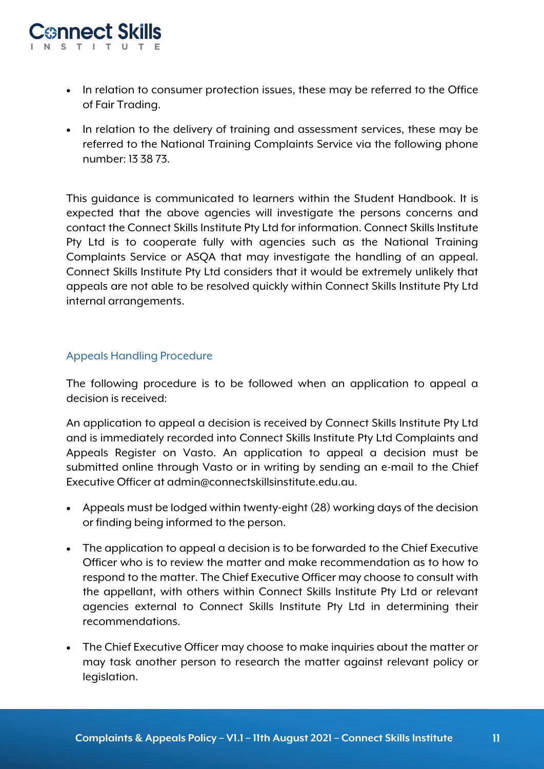- In relation to consumer protection issues, these may be referred to the Office of Fair Trading.
- In relation to the delivery of training and assessment services, these may be referred to the National Training Complaints Service via the following phone number: 13 38 73.

This guidance is communicated to learners within the Student Handbook. It is expected that the above agencies will investigate the persons concerns and contact the Connect Skills Institute Pty Ltd for information. Connect Skills Institute Pty Ltd is to cooperate fully with agencies such as the National Training Complaints Service or ASQA that may investigate the handling of an appeal. Connect Skills Institute Pty Ltd considers that it would be extremely unlikely that appeals are not able to be resolved quickly within Connect Skills Institute Pty Ltd internal arrangements.

## Appeals Handling Procedure

The following procedure is to be followed when an application to appeal a decision is received:

An application to appeal a decision is received by Connect Skills Institute Pty Ltd and is immediately recorded into Connect Skills Institute Pty Ltd Complaints and Appeals Register on Vasto. An application to appeal a decision must be submitted online through Vasto or in writing by sending an e-mail to the Chief Executive Officer at admin@connectskillsinstitute.edu.au.

- Appeals must be lodged within twenty-eight (28) working days of the decision or finding being informed to the person.
- The application to appeal a decision is to be forwarded to the Chief Executive Officer who is to review the matter and make recommendation as to how to respond to the matter. The Chief Executive Officer may choose to consult with the appellant, with others within Connect Skills Institute Pty Ltd or relevant agencies external to Connect Skills Institute Pty Ltd in determining their recommendations.
- The Chief Executive Officer may choose to make inquiries about the matter or may task another person to research the matter against relevant policy or legislation.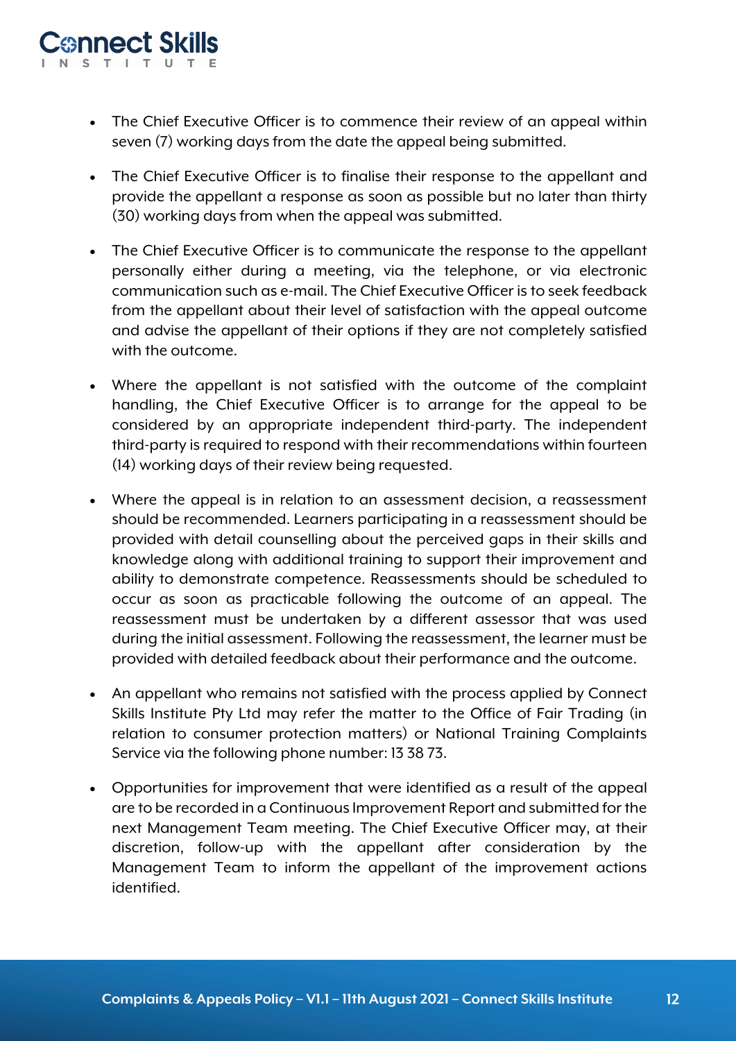- The Chief Executive Officer is to commence their review of an appeal within seven (7) working days from the date the appeal being submitted.
- The Chief Executive Officer is to finalise their response to the appellant and provide the appellant a response as soon as possible but no later than thirty (30) working days from when the appeal was submitted.
- The Chief Executive Officer is to communicate the response to the appellant personally either during a meeting, via the telephone, or via electronic communication such as e-mail. The Chief Executive Officer is to seek feedback from the appellant about their level of satisfaction with the appeal outcome and advise the appellant of their options if they are not completely satisfied with the outcome.
- Where the appellant is not satisfied with the outcome of the complaint handling, the Chief Executive Officer is to arrange for the appeal to be considered by an appropriate independent third-party. The independent third-party is required to respond with their recommendations within fourteen (14) working days of their review being requested.
- Where the appeal is in relation to an assessment decision, a reassessment should be recommended. Learners participating in a reassessment should be provided with detail counselling about the perceived gaps in their skills and knowledge along with additional training to support their improvement and ability to demonstrate competence. Reassessments should be scheduled to occur as soon as practicable following the outcome of an appeal. The reassessment must be undertaken by a different assessor that was used during the initial assessment. Following the reassessment, the learner must be provided with detailed feedback about their performance and the outcome.
- An appellant who remains not satisfied with the process applied by Connect Skills Institute Pty Ltd may refer the matter to the Office of Fair Trading (in relation to consumer protection matters) or National Training Complaints Service via the following phone number: 13 38 73.
- Opportunities for improvement that were identified as a result of the appeal are to be recorded in a Continuous Improvement Report and submitted for the next Management Team meeting. The Chief Executive Officer may, at their discretion, follow-up with the appellant after consideration by the Management Team to inform the appellant of the improvement actions identified.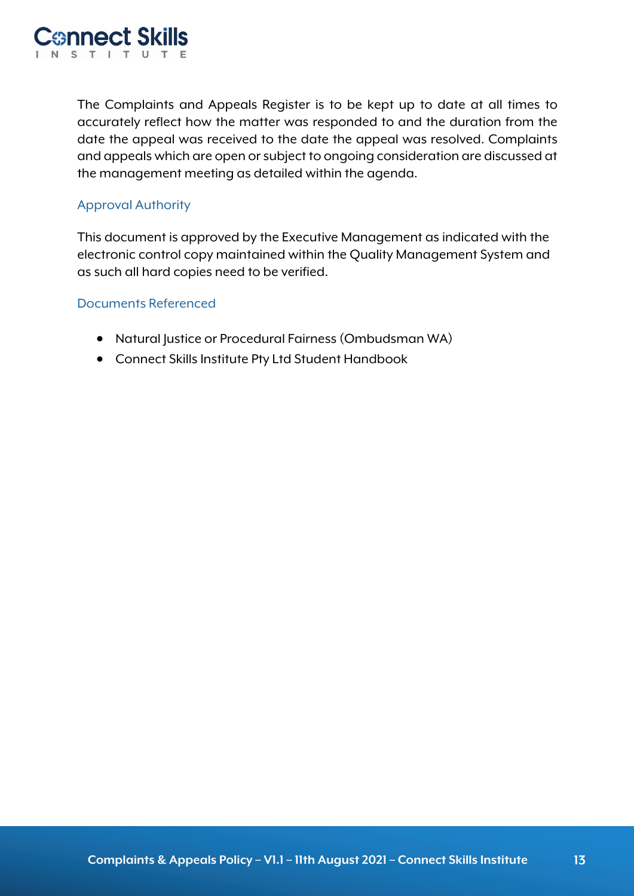The Complaints and Appeals Register is to be kept up to date at all times to accurately reflect how the matter was responded to and the duration from the date the appeal was received to the date the appeal was resolved. Complaints and appeals which are open or subject to ongoing consideration are discussed at the management meeting as detailed within the agenda.

## Approval Authority

This document is approved by the Executive Management as indicated with the electronic control copy maintained within the Quality Management System and as such all hard copies need to be verified.

## Documents Referenced

- Natural Justice or Procedural Fairness (Ombudsman WA)
- Connect Skills Institute Pty Ltd Student Handbook